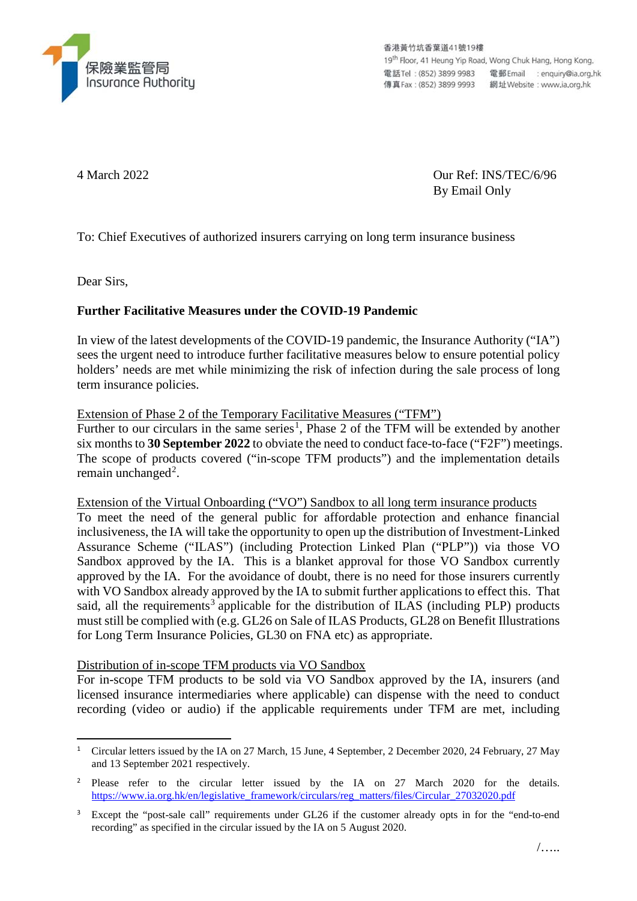保險業監管局
Insurance Authority

香港黃竹坑香葉道41號19樓
19th Floor, 41 Heung Yip Road, Wong Chuk Hang, Hong Kong.
電話 Tel : (852) 3899 9983 電郵 Email : enquiry@ia.org.hk
傳真 Fax : (852) 3899 9993 網址 Website : www.ia.org.hk

4 March 2022

Our Ref: INS/TEC/6/96
By Email Only

To: Chief Executives of authorized insurers carrying on long term insurance business

Dear Sirs,

**Further Facilitative Measures under the COVID-19 Pandemic**

In view of the latest developments of the COVID-19 pandemic, the Insurance Authority ("IA") sees the urgent need to introduce further facilitative measures below to ensure potential policy holders' needs are met while minimizing the risk of infection during the sale process of long term insurance policies.

Extension of Phase 2 of the Temporary Facilitative Measures ("TFM")
Further to our circulars in the same series[1], Phase 2 of the TFM will be extended by another six months to **30 September 2022** to obviate the need to conduct face-to-face ("F2F") meetings. The scope of products covered ("in-scope TFM products") and the implementation details remain unchanged[2].

Extension of the Virtual Onboarding ("VO") Sandbox to all long term insurance products
To meet the need of the general public for affordable protection and enhance financial inclusiveness, the IA will take the opportunity to open up the distribution of Investment-Linked Assurance Scheme ("ILAS") (including Protection Linked Plan ("PLP")) via those VO Sandbox approved by the IA. This is a blanket approval for those VO Sandbox currently approved by the IA. For the avoidance of doubt, there is no need for those insurers currently with VO Sandbox already approved by the IA to submit further applications to effect this. That said, all the requirements[3] applicable for the distribution of ILAS (including PLP) products must still be complied with (e.g. GL26 on Sale of ILAS Products, GL28 on Benefit Illustrations for Long Term Insurance Policies, GL30 on FNA etc) as appropriate.

Distribution of in-scope TFM products via VO Sandbox
For in-scope TFM products to be sold via VO Sandbox approved by the IA, insurers (and licensed insurance intermediaries where applicable) can dispense with the need to conduct recording (video or audio) if the applicable requirements under TFM are met, including

---

[1] Circular letters issued by the IA on 27 March, 15 June, 4 September, 2 December 2020, 24 February, 27 May and 13 September 2021 respectively.

[2] Please refer to the circular letter issued by the IA on 27 March 2020 for the details. https://www.ia.org.hk/en/legislative_framework/circulars/reg_matters/files/Circular_27032020.pdf

[3] Except the "post-sale call" requirements under GL26 if the customer already opts in for the "end-to-end recording" as specified in the circular issued by the IA on 5 August 2020.

/…..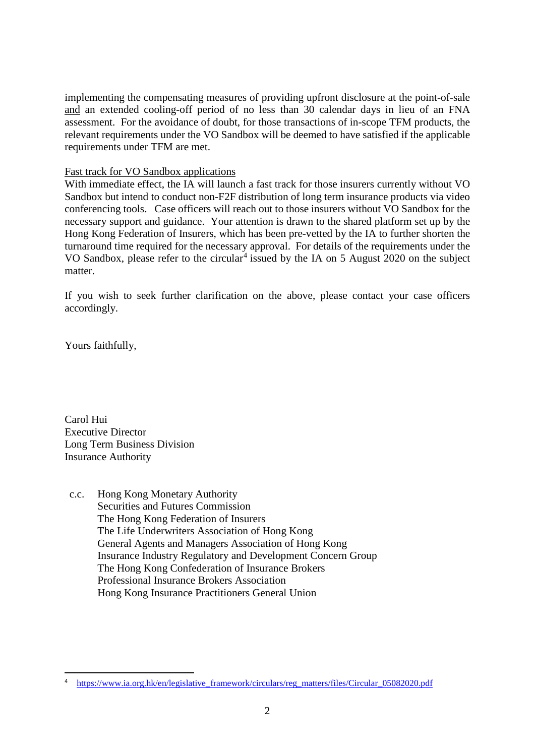implementing the compensating measures of providing upfront disclosure at the point-of-sale and an extended cooling-off period of no less than 30 calendar days in lieu of an FNA assessment. For the avoidance of doubt, for those transactions of in-scope TFM products, the relevant requirements under the VO Sandbox will be deemed to have satisfied if the applicable requirements under TFM are met.

Fast track for VO Sandbox applications

With immediate effect, the IA will launch a fast track for those insurers currently without VO Sandbox but intend to conduct non-F2F distribution of long term insurance products via video conferencing tools. Case officers will reach out to those insurers without VO Sandbox for the necessary support and guidance. Your attention is drawn to the shared platform set up by the Hong Kong Federation of Insurers, which has been pre-vetted by the IA to further shorten the turnaround time required for the necessary approval. For details of the requirements under the VO Sandbox, please refer to the circular[4] issued by the IA on 5 August 2020 on the subject matter.

If you wish to seek further clarification on the above, please contact your case officers accordingly.

Yours faithfully,

Carol Hui
Executive Director
Long Term Business Division
Insurance Authority

c.c. Hong Kong Monetary Authority
Securities and Futures Commission
The Hong Kong Federation of Insurers
The Life Underwriters Association of Hong Kong
General Agents and Managers Association of Hong Kong
Insurance Industry Regulatory and Development Concern Group
The Hong Kong Confederation of Insurance Brokers
Professional Insurance Brokers Association
Hong Kong Insurance Practitioners General Union

---

[4] https://www.ia.org.hk/en/legislative_framework/circulars/reg_matters/files/Circular_05082020.pdf